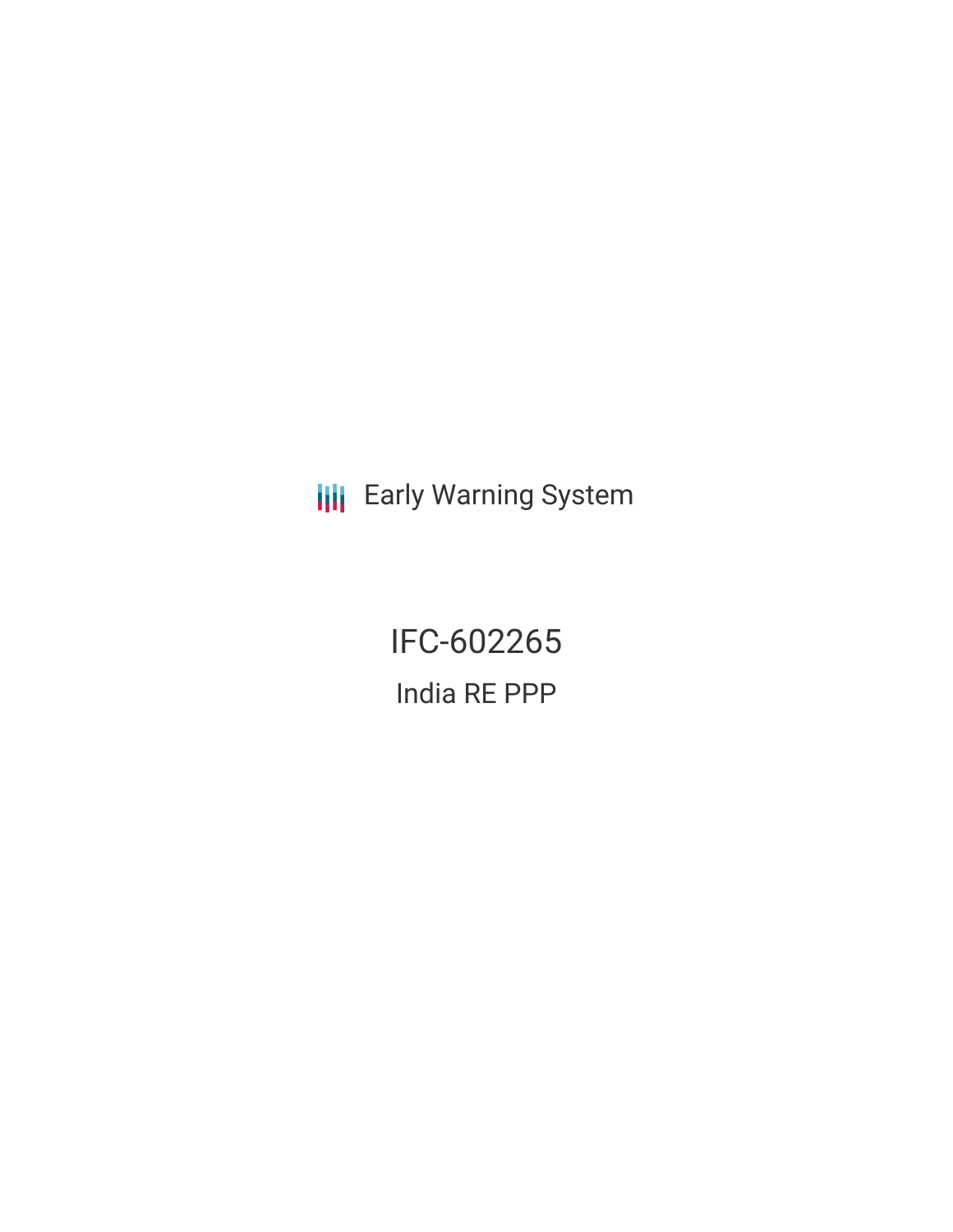Early Warning System

# IFC-602265

## India RE PPP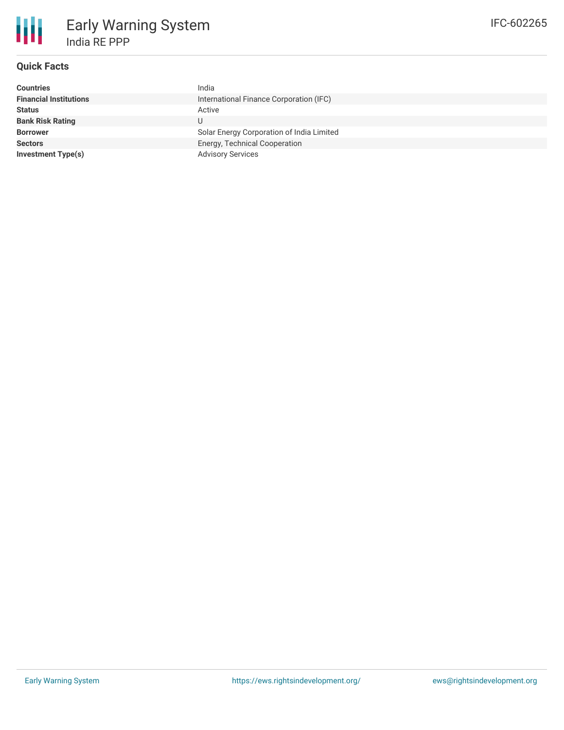# Early Warning System

## India RE PPP

IFC-602265

### Quick Facts

| | |
|---|---|
| **Countries** | India |
| **Financial Institutions** | International Finance Corporation (IFC) |
| **Status** | Active |
| **Bank Risk Rating** | U |
| **Borrower** | Solar Energy Corporation of India Limited |
| **Sectors** | Energy, Technical Cooperation |
| **Investment Type(s)** | Advisory Services |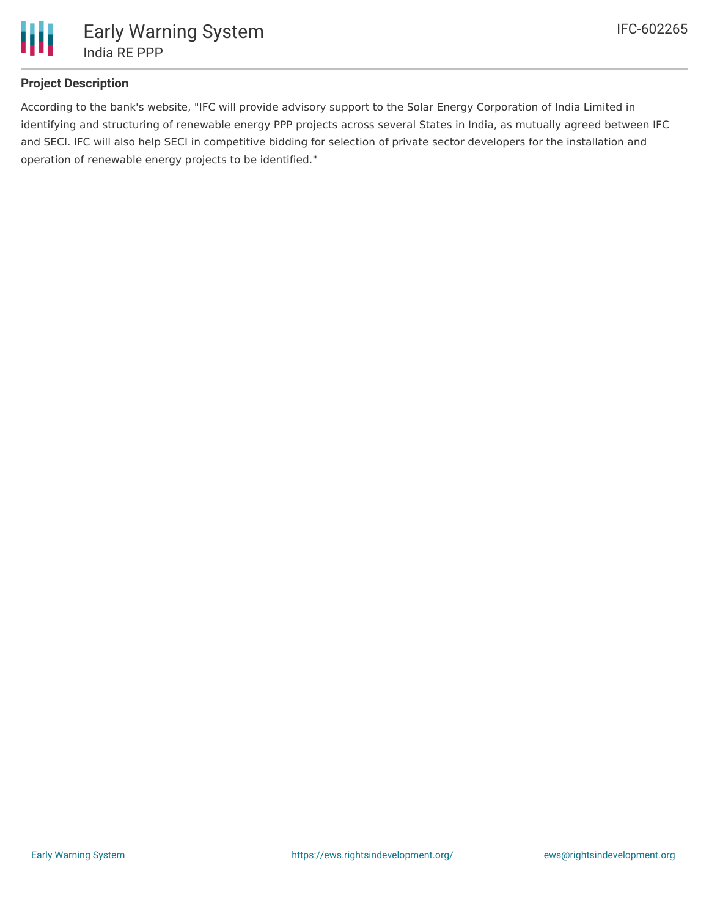## Project Description

According to the bank's website, "IFC will provide advisory support to the Solar Energy Corporation of India Limited in identifying and structuring of renewable energy PPP projects across several States in India, as mutually agreed between IFC and SECI. IFC will also help SECI in competitive bidding for selection of private sector developers for the installation and operation of renewable energy projects to be identified."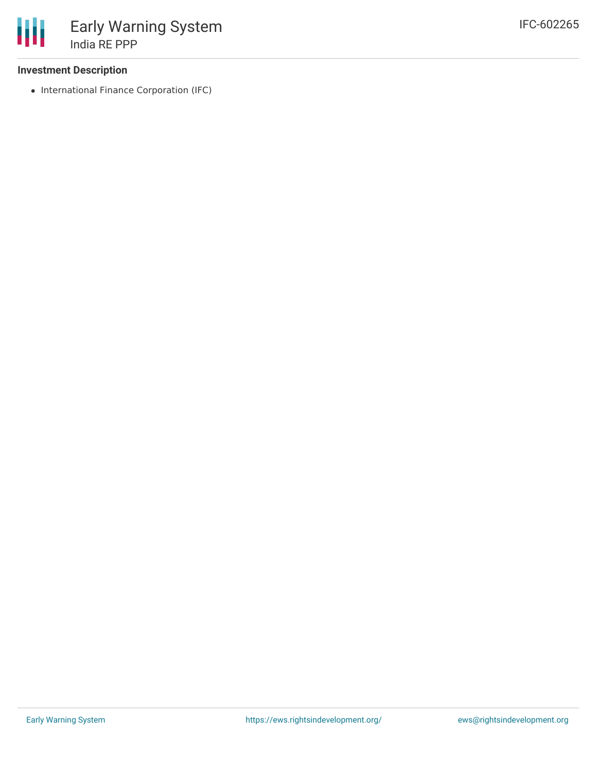### Investment Description

- International Finance Corporation (IFC)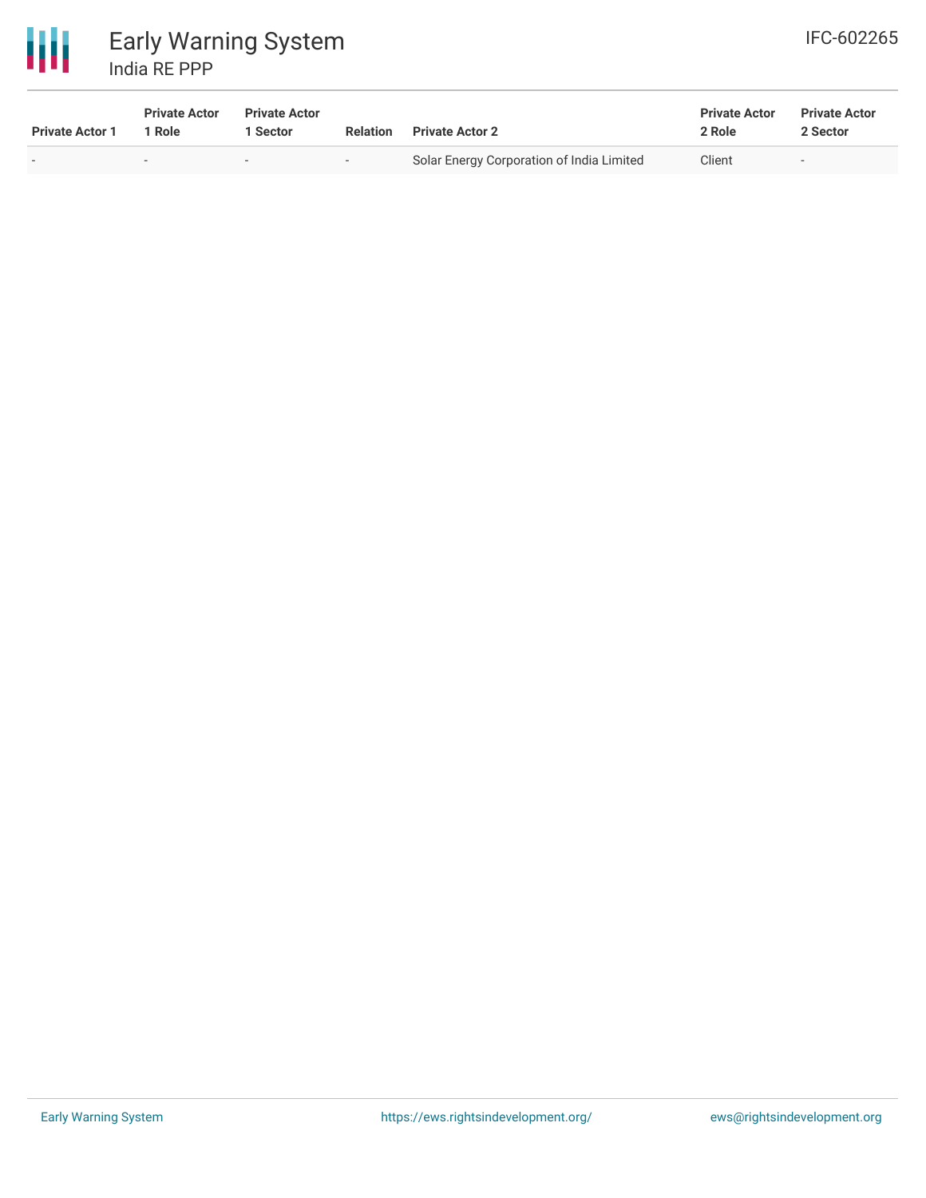| Private Actor 1 | Private Actor 1 Role | Private Actor 1 Sector | Relation | Private Actor 2 | Private Actor 2 Role | Private Actor 2 Sector |
|---|---|---|---|---|---|---|
| - | - | - | - | Solar Energy Corporation of India Limited | Client | - |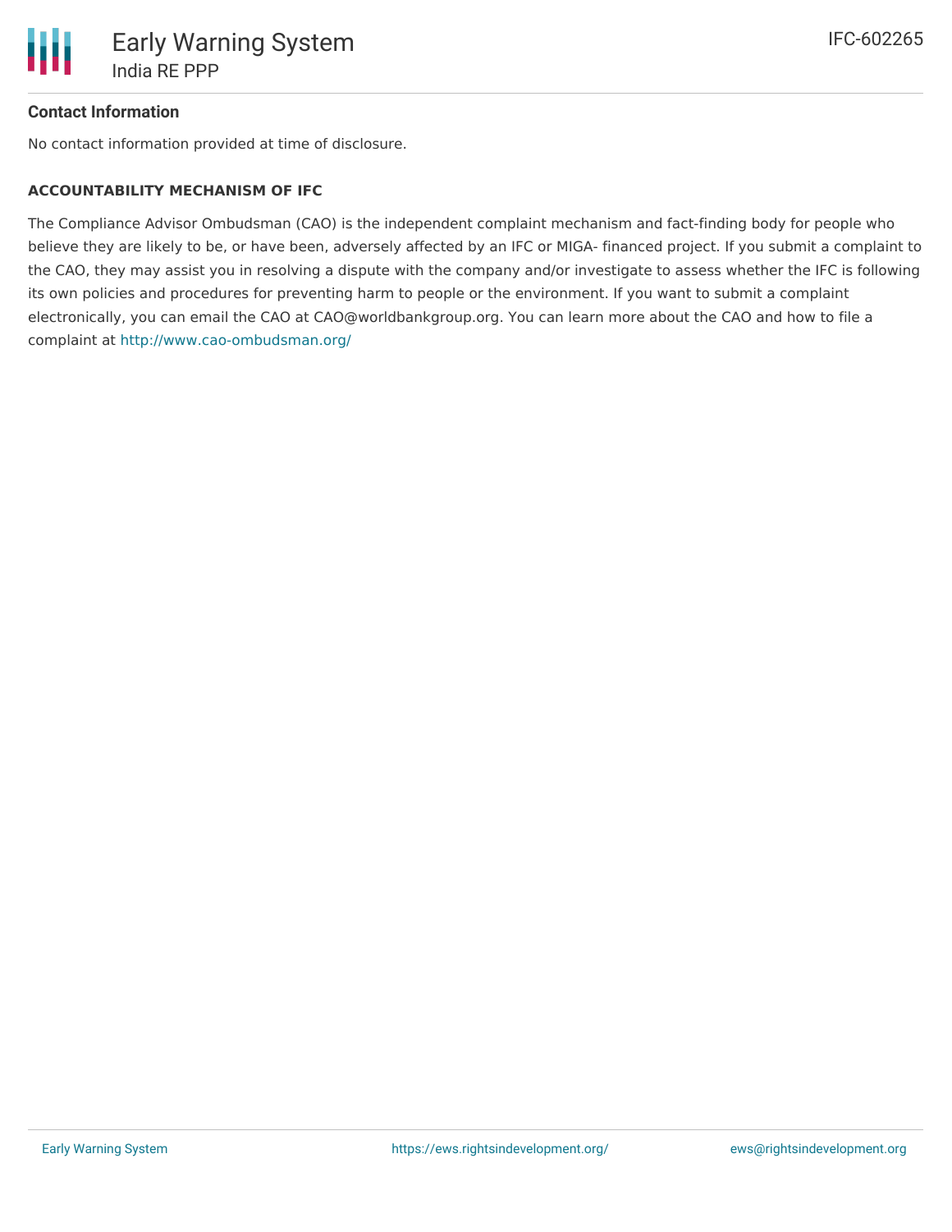### Contact Information

No contact information provided at time of disclosure.

**ACCOUNTABILITY MECHANISM OF IFC**

The Compliance Advisor Ombudsman (CAO) is the independent complaint mechanism and fact-finding body for people who believe they are likely to be, or have been, adversely affected by an IFC or MIGA- financed project. If you submit a complaint to the CAO, they may assist you in resolving a dispute with the company and/or investigate to assess whether the IFC is following its own policies and procedures for preventing harm to people or the environment. If you want to submit a complaint electronically, you can email the CAO at CAO@worldbankgroup.org. You can learn more about the CAO and how to file a complaint at http://www.cao-ombudsman.org/